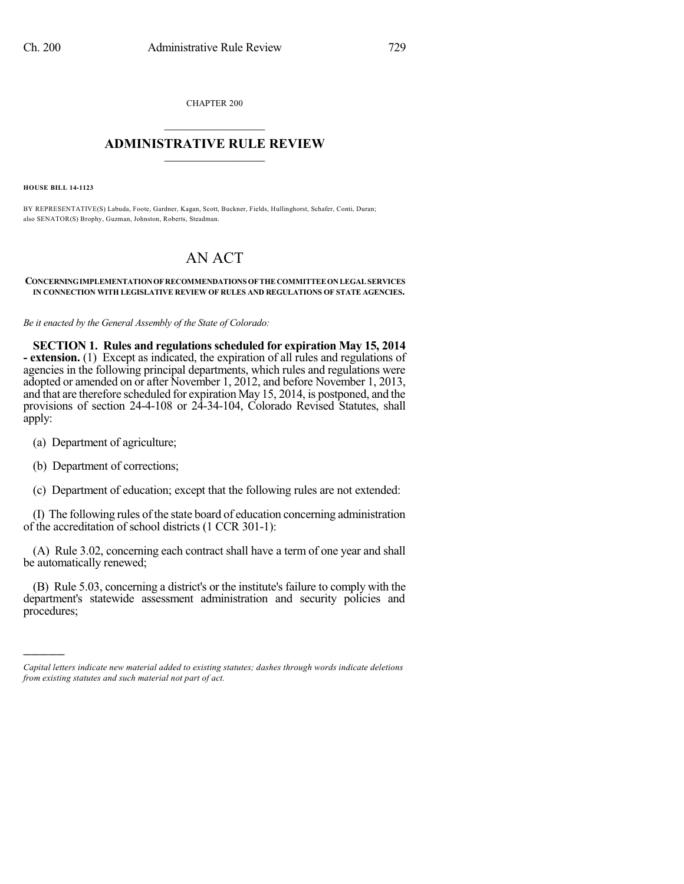CHAPTER 200

# ADMINISTRATIVE RULE REVIEW

**HOUSE BILL 14-1123**

BY REPRESENTATIVE(S) Labuda, Foote, Gardner, Kagan, Scott, Buckner, Fields, Hullinghorst, Schafer, Conti, Duran; also SENATOR(S) Brophy, Guzman, Johnston, Roberts, Steadman.

# AN ACT

**CONCERNING IMPLEMENTATION OF RECOMMENDATIONS OF THE COMMITTEE ON LEGAL SERVICES IN CONNECTION WITH LEGISLATIVE REVIEW OF RULES AND REGULATIONS OF STATE AGENCIES.**

*Be it enacted by the General Assembly of the State of Colorado:*

**SECTION 1. Rules and regulations scheduled for expiration May 15, 2014 - extension.** (1) Except as indicated, the expiration of all rules and regulations of agencies in the following principal departments, which rules and regulations were adopted or amended on or after November 1, 2012, and before November 1, 2013, and that are therefore scheduled for expiration May 15, 2014, is postponed, and the provisions of section 24-4-108 or 24-34-104, Colorado Revised Statutes, shall apply:

(a) Department of agriculture;

(b) Department of corrections;

(c) Department of education; except that the following rules are not extended:

(I) The following rules of the state board of education concerning administration of the accreditation of school districts (1 CCR 301-1):

(A) Rule 3.02, concerning each contract shall have a term of one year and shall be automatically renewed;

(B) Rule 5.03, concerning a district's or the institute's failure to comply with the department's statewide assessment administration and security policies and procedures;

*Capital letters indicate new material added to existing statutes; dashes through words indicate deletions from existing statutes and such material not part of act.*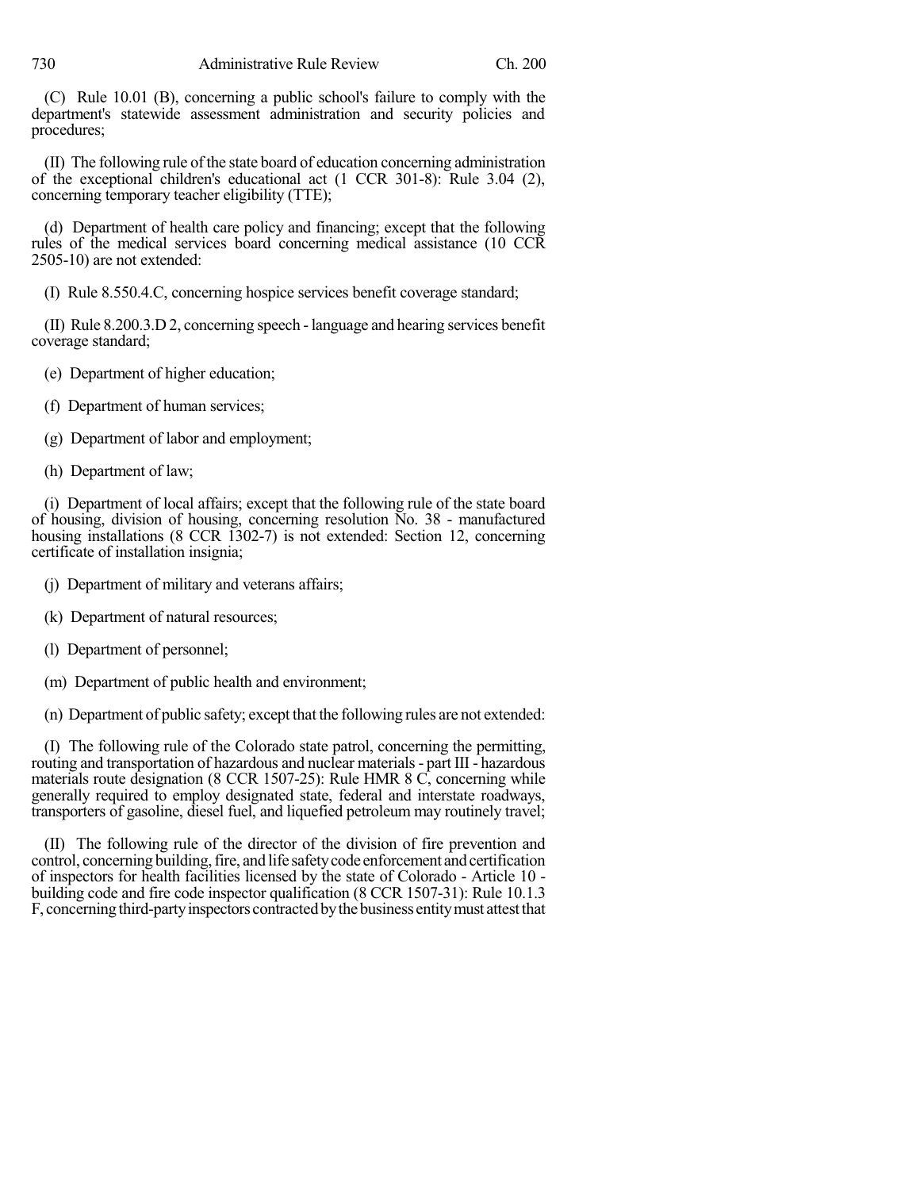(C) Rule 10.01 (B), concerning a public school's failure to comply with the department's statewide assessment administration and security policies and procedures;

(II) The following rule of the state board of education concerning administration of the exceptional children's educational act (1 CCR 301-8): Rule 3.04 (2), concerning temporary teacher eligibility (TTE);

(d) Department of health care policy and financing; except that the following rules of the medical services board concerning medical assistance (10 CCR 2505-10) are not extended:

(I) Rule 8.550.4.C, concerning hospice services benefit coverage standard;

(II) Rule 8.200.3.D 2, concerning speech - language and hearing services benefit coverage standard;

(e) Department of higher education;

(f) Department of human services;

(g) Department of labor and employment;

(h) Department of law;

(i) Department of local affairs; except that the following rule of the state board of housing, division of housing, concerning resolution No. 38 - manufactured housing installations (8 CCR 1302-7) is not extended: Section 12, concerning certificate of installation insignia;

(j) Department of military and veterans affairs;

(k) Department of natural resources;

(l) Department of personnel;

(m) Department of public health and environment;

(n) Department of public safety; except that the following rules are not extended:

(I) The following rule of the Colorado state patrol, concerning the permitting, routing and transportation of hazardous and nuclear materials - part III - hazardous materials route designation (8 CCR 1507-25): Rule HMR 8 C, concerning while generally required to employ designated state, federal and interstate roadways, transporters of gasoline, diesel fuel, and liquefied petroleum may routinely travel;

(II) The following rule of the director of the division of fire prevention and control, concerning building, fire, and life safety code enforcement and certification of inspectors for health facilities licensed by the state of Colorado - Article 10 - building code and fire code inspector qualification (8 CCR 1507-31): Rule 10.1.3 F, concerning third-party inspectors contracted by the business entity must attest that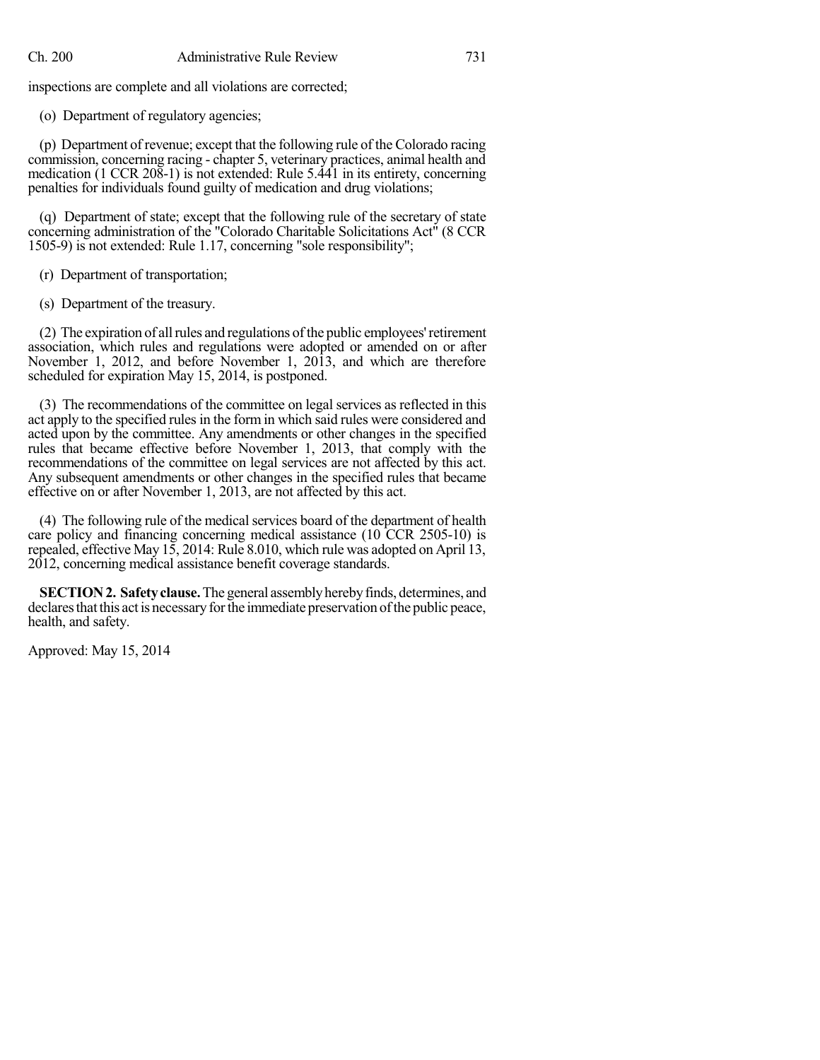inspections are complete and all violations are corrected;

(o) Department of regulatory agencies;

(p) Department of revenue; except that the following rule of the Colorado racing commission, concerning racing - chapter 5, veterinary practices, animal health and medication (1 CCR 208-1) is not extended: Rule 5.441 in its entirety, concerning penalties for individuals found guilty of medication and drug violations;

(q) Department of state; except that the following rule of the secretary of state concerning administration of the "Colorado Charitable Solicitations Act" (8 CCR 1505-9) is not extended: Rule 1.17, concerning "sole responsibility";

(r) Department of transportation;

(s) Department of the treasury.

(2) The expiration of all rules and regulations of the public employees' retirement association, which rules and regulations were adopted or amended on or after November 1, 2012, and before November 1, 2013, and which are therefore scheduled for expiration May 15, 2014, is postponed.

(3) The recommendations of the committee on legal services as reflected in this act apply to the specified rules in the form in which said rules were considered and acted upon by the committee. Any amendments or other changes in the specified rules that became effective before November 1, 2013, that comply with the recommendations of the committee on legal services are not affected by this act. Any subsequent amendments or other changes in the specified rules that became effective on or after November 1, 2013, are not affected by this act.

(4) The following rule of the medical services board of the department of health care policy and financing concerning medical assistance (10 CCR 2505-10) is repealed, effective May 15, 2014: Rule 8.010, which rule was adopted on April 13, 2012, concerning medical assistance benefit coverage standards.

**SECTION 2. Safety clause.** The general assembly hereby finds, determines, and declares that this act is necessary for the immediate preservation of the public peace, health, and safety.

Approved: May 15, 2014